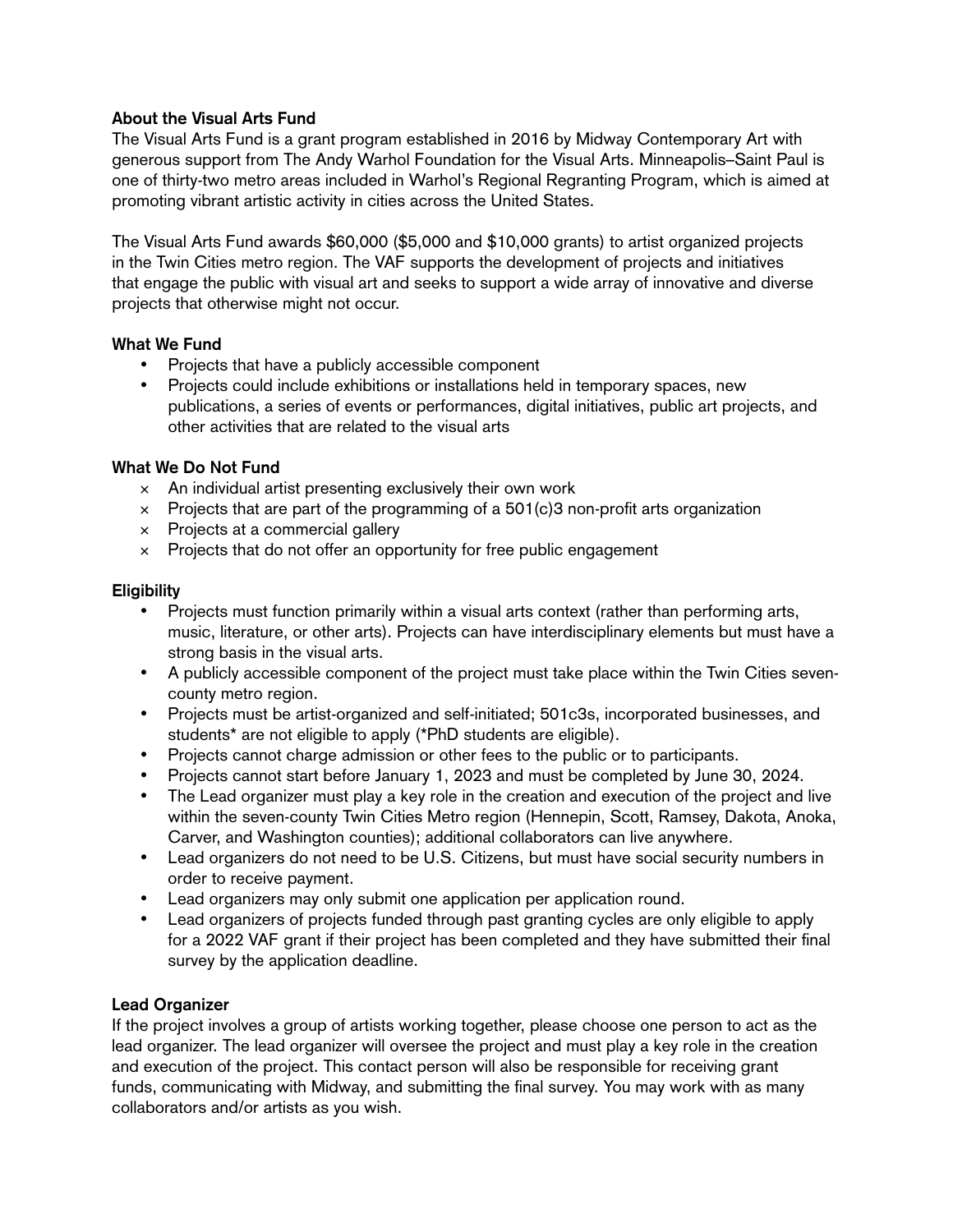## About the Visual Arts Fund

The Visual Arts Fund is a grant program established in 2016 by Midway Contemporary Art with generous support from The Andy Warhol Foundation for the Visual Arts. Minneapolis–Saint Paul is one of thirty-two metro areas included in Warhol's Regional Regranting Program, which is aimed at promoting vibrant artistic activity in cities across the United States.

The Visual Arts Fund awards $60,000 ($5,000 and $10,000 grants) to artist organized projects in the Twin Cities metro region. The VAF supports the development of projects and initiatives that engage the public with visual art and seeks to support a wide array of innovative and diverse projects that otherwise might not occur.

## What We Fund

- Projects that have a publicly accessible component
- Projects could include exhibitions or installations held in temporary spaces, new publications, a series of events or performances, digital initiatives, public art projects, and other activities that are related to the visual arts

## What We Do Not Fund

- × An individual artist presenting exclusively their own work
- × Projects that are part of the programming of a 501(c)3 non-profit arts organization
- × Projects at a commercial gallery
- × Projects that do not offer an opportunity for free public engagement

## Eligibility

- Projects must function primarily within a visual arts context (rather than performing arts, music, literature, or other arts). Projects can have interdisciplinary elements but must have a strong basis in the visual arts.
- A publicly accessible component of the project must take place within the Twin Cities seven-county metro region.
- Projects must be artist-organized and self-initiated; 501c3s, incorporated businesses, and students* are not eligible to apply (*PhD students are eligible).
- Projects cannot charge admission or other fees to the public or to participants.
- Projects cannot start before January 1, 2023 and must be completed by June 30, 2024.
- The Lead organizer must play a key role in the creation and execution of the project and live within the seven-county Twin Cities Metro region (Hennepin, Scott, Ramsey, Dakota, Anoka, Carver, and Washington counties); additional collaborators can live anywhere.
- Lead organizers do not need to be U.S. Citizens, but must have social security numbers in order to receive payment.
- Lead organizers may only submit one application per application round.
- Lead organizers of projects funded through past granting cycles are only eligible to apply for a 2022 VAF grant if their project has been completed and they have submitted their final survey by the application deadline.

## Lead Organizer

If the project involves a group of artists working together, please choose one person to act as the lead organizer. The lead organizer will oversee the project and must play a key role in the creation and execution of the project. This contact person will also be responsible for receiving grant funds, communicating with Midway, and submitting the final survey. You may work with as many collaborators and/or artists as you wish.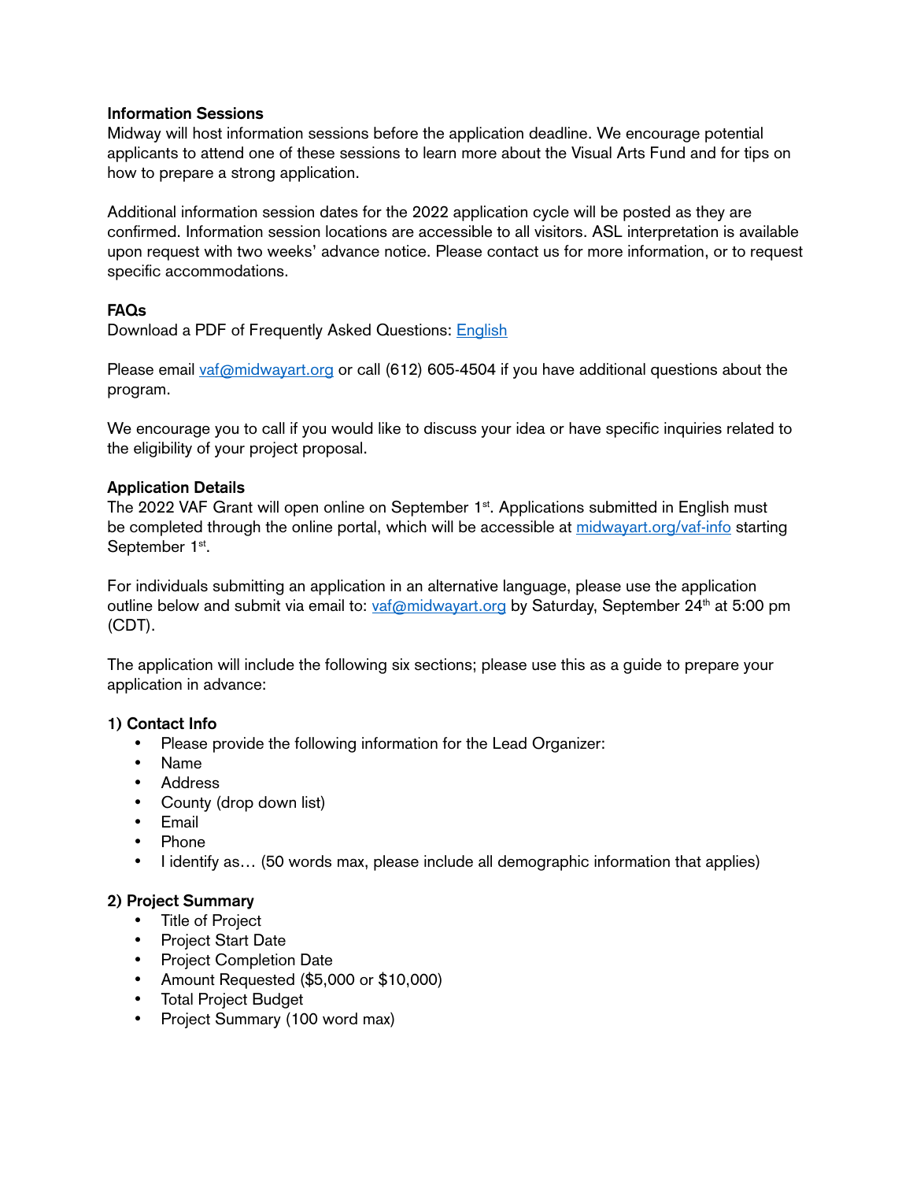**Information Sessions**
Midway will host information sessions before the application deadline. We encourage potential applicants to attend one of these sessions to learn more about the Visual Arts Fund and for tips on how to prepare a strong application.

Additional information session dates for the 2022 application cycle will be posted as they are confirmed. Information session locations are accessible to all visitors. ASL interpretation is available upon request with two weeks' advance notice. Please contact us for more information, or to request specific accommodations.

**FAQs**
Download a PDF of Frequently Asked Questions: [English]

Please email vaf@midwayart.org or call (612) 605-4504 if you have additional questions about the program.

We encourage you to call if you would like to discuss your idea or have specific inquiries related to the eligibility of your project proposal.

**Application Details**
The 2022 VAF Grant will open online on September 1st. Applications submitted in English must be completed through the online portal, which will be accessible at midwayart.org/vaf-info starting September 1st.

For individuals submitting an application in an alternative language, please use the application outline below and submit via email to: vaf@midwayart.org by Saturday, September 24th at 5:00 pm (CDT).

The application will include the following six sections; please use this as a guide to prepare your application in advance:

**1) Contact Info**

- Please provide the following information for the Lead Organizer:
- Name
- Address
- County (drop down list)
- Email
- Phone
- I identify as… (50 words max, please include all demographic information that applies)

**2) Project Summary**

- Title of Project
- Project Start Date
- Project Completion Date
- Amount Requested ($5,000 or $10,000)
- Total Project Budget
- Project Summary (100 word max)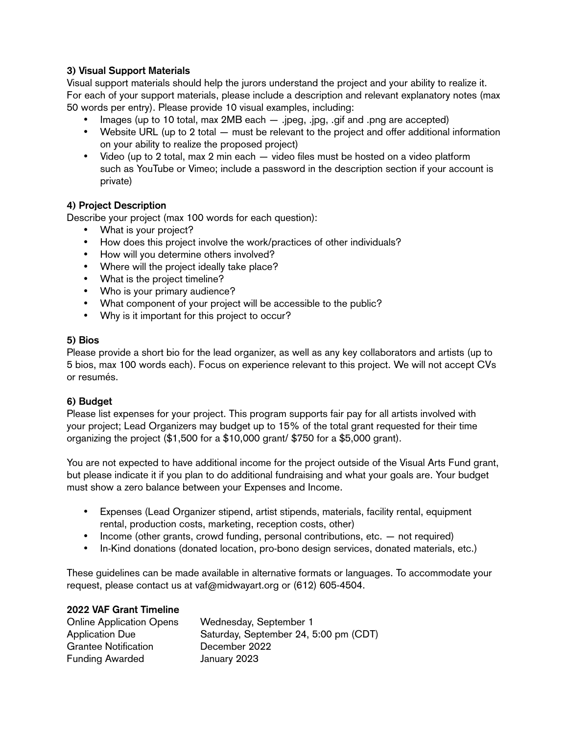### 3) Visual Support Materials

Visual support materials should help the jurors understand the project and your ability to realize it. For each of your support materials, please include a description and relevant explanatory notes (max 50 words per entry). Please provide 10 visual examples, including:

- Images (up to 10 total, max 2MB each — .jpeg, .jpg, .gif and .png are accepted)
- Website URL (up to 2 total — must be relevant to the project and offer additional information on your ability to realize the proposed project)
- Video (up to 2 total, max 2 min each — video files must be hosted on a video platform such as YouTube or Vimeo; include a password in the description section if your account is private)

### 4) Project Description

Describe your project (max 100 words for each question):

- What is your project?
- How does this project involve the work/practices of other individuals?
- How will you determine others involved?
- Where will the project ideally take place?
- What is the project timeline?
- Who is your primary audience?
- What component of your project will be accessible to the public?
- Why is it important for this project to occur?

### 5) Bios

Please provide a short bio for the lead organizer, as well as any key collaborators and artists (up to 5 bios, max 100 words each). Focus on experience relevant to this project. We will not accept CVs or resumés.

### 6) Budget

Please list expenses for your project. This program supports fair pay for all artists involved with your project; Lead Organizers may budget up to 15% of the total grant requested for their time organizing the project ($1,500 for a $10,000 grant/ $750 for a $5,000 grant).

You are not expected to have additional income for the project outside of the Visual Arts Fund grant, but please indicate it if you plan to do additional fundraising and what your goals are. Your budget must show a zero balance between your Expenses and Income.

- Expenses (Lead Organizer stipend, artist stipends, materials, facility rental, equipment rental, production costs, marketing, reception costs, other)
- Income (other grants, crowd funding, personal contributions, etc. — not required)
- In-Kind donations (donated location, pro-bono design services, donated materials, etc.)

These guidelines can be made available in alternative formats or languages. To accommodate your request, please contact us at vaf@midwayart.org or (612) 605-4504.

### 2022 VAF Grant Timeline

| | |
|---|---|
| Online Application Opens | Wednesday, September 1 |
| Application Due | Saturday, September 24, 5:00 pm (CDT) |
| Grantee Notification | December 2022 |
| Funding Awarded | January 2023 |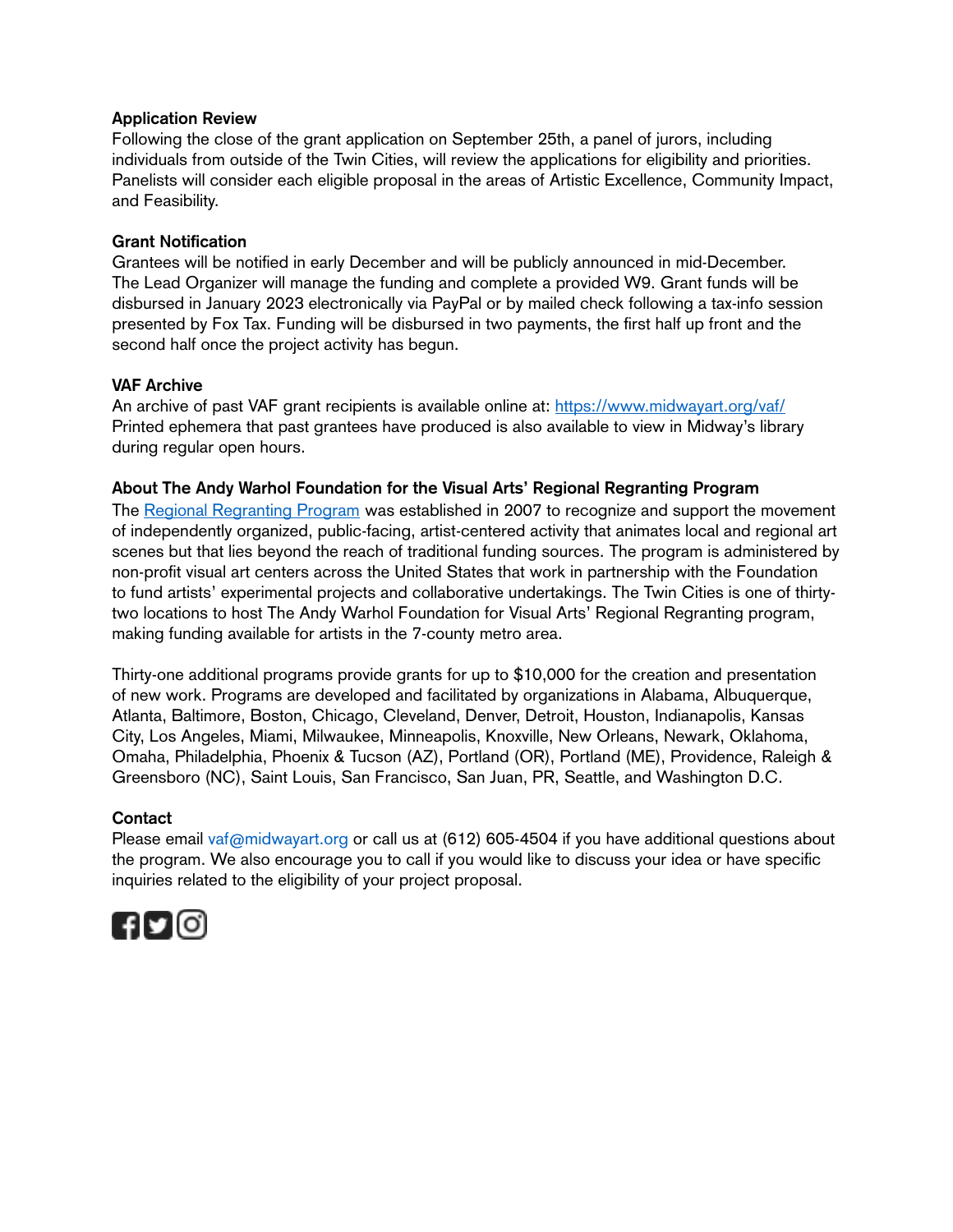**Application Review**
Following the close of the grant application on September 25th, a panel of jurors, including individuals from outside of the Twin Cities, will review the applications for eligibility and priorities. Panelists will consider each eligible proposal in the areas of Artistic Excellence, Community Impact, and Feasibility.

**Grant Notification**
Grantees will be notified in early December and will be publicly announced in mid-December. The Lead Organizer will manage the funding and complete a provided W9. Grant funds will be disbursed in January 2023 electronically via PayPal or by mailed check following a tax-info session presented by Fox Tax. Funding will be disbursed in two payments, the first half up front and the second half once the project activity has begun.

**VAF Archive**
An archive of past VAF grant recipients is available online at: https://www.midwayart.org/vaf/
Printed ephemera that past grantees have produced is also available to view in Midway's library during regular open hours.

**About The Andy Warhol Foundation for the Visual Arts' Regional Regranting Program**
The Regional Regranting Program was established in 2007 to recognize and support the movement of independently organized, public-facing, artist-centered activity that animates local and regional art scenes but that lies beyond the reach of traditional funding sources. The program is administered by non-profit visual art centers across the United States that work in partnership with the Foundation to fund artists' experimental projects and collaborative undertakings. The Twin Cities is one of thirty-two locations to host The Andy Warhol Foundation for Visual Arts' Regional Regranting program, making funding available for artists in the 7-county metro area.

Thirty-one additional programs provide grants for up to $10,000 for the creation and presentation of new work. Programs are developed and facilitated by organizations in Alabama, Albuquerque, Atlanta, Baltimore, Boston, Chicago, Cleveland, Denver, Detroit, Houston, Indianapolis, Kansas City, Los Angeles, Miami, Milwaukee, Minneapolis, Knoxville, New Orleans, Newark, Oklahoma, Omaha, Philadelphia, Phoenix & Tucson (AZ), Portland (OR), Portland (ME), Providence, Raleigh & Greensboro (NC), Saint Louis, San Francisco, San Juan, PR, Seattle, and Washington D.C.

**Contact**
Please email vaf@midwayart.org or call us at (612) 605-4504 if you have additional questions about the program. We also encourage you to call if you would like to discuss your idea or have specific inquiries related to the eligibility of your project proposal.